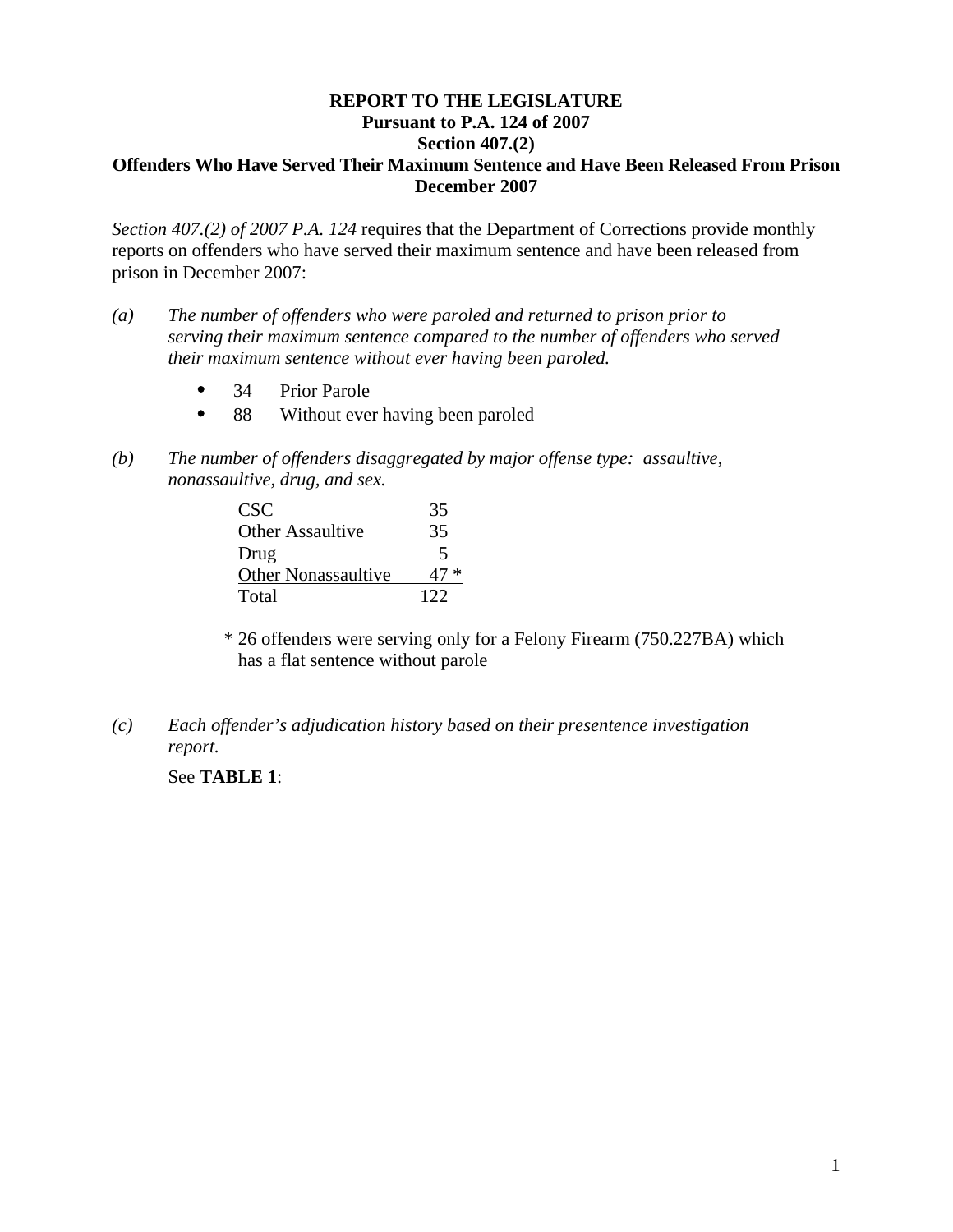**REPORT TO THE LEGISLATURE**
**Pursuant to P.A. 124 of 2007**
**Section 407.(2)**
**Offenders Who Have Served Their Maximum Sentence and Have Been Released From Prison**
**December 2007**

*Section 407.(2) of 2007 P.A. 124* requires that the Department of Corrections provide monthly reports on offenders who have served their maximum sentence and have been released from prison in December 2007:

*(a)* *The number of offenders who were paroled and returned to prison prior to serving their maximum sentence compared to the number of offenders who served their maximum sentence without ever having been paroled.*

- 34 Prior Parole
- 88 Without ever having been paroled

*(b)* *The number of offenders disaggregated by major offense type: assaultive, nonassaultive, drug, and sex.*

| | |
|---|---|
| CSC | 35 |
| Other Assaultive | 35 |
| Drug | 5 |
| Other Nonassaultive | 47 * |
| Total | 122 |

\* 26 offenders were serving only for a Felony Firearm (750.227BA) which has a flat sentence without parole

*(c)* *Each offender's adjudication history based on their presentence investigation report.*

See **TABLE 1**: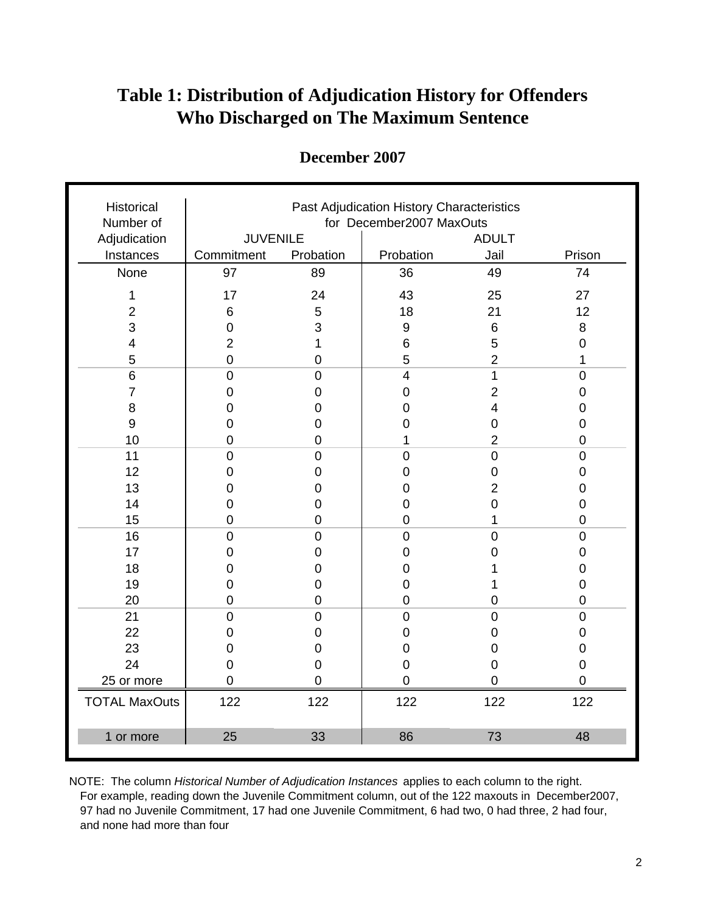# Table 1: Distribution of Adjudication History for Offenders Who Discharged on The Maximum Sentence

## December 2007

| Historical Number of Adjudication Instances | Past Adjudication History Characteristics for December2007 MaxOuts | | | | |
|---|---|---|---|---|---|
| | JUVENILE | | ADULT | | |
| | Commitment | Probation | Probation | Jail | Prison |
| None | 97 | 89 | 36 | 49 | 74 |
| 1 | 17 | 24 | 43 | 25 | 27 |
| 2 | 6 | 5 | 18 | 21 | 12 |
| 3 | 0 | 3 | 9 | 6 | 8 |
| 4 | 2 | 1 | 6 | 5 | 0 |
| 5 | 0 | 0 | 5 | 2 | 1 |
| 6 | 0 | 0 | 4 | 1 | 0 |
| 7 | 0 | 0 | 0 | 2 | 0 |
| 8 | 0 | 0 | 0 | 4 | 0 |
| 9 | 0 | 0 | 0 | 0 | 0 |
| 10 | 0 | 0 | 1 | 2 | 0 |
| 11 | 0 | 0 | 0 | 0 | 0 |
| 12 | 0 | 0 | 0 | 0 | 0 |
| 13 | 0 | 0 | 0 | 2 | 0 |
| 14 | 0 | 0 | 0 | 0 | 0 |
| 15 | 0 | 0 | 0 | 1 | 0 |
| 16 | 0 | 0 | 0 | 0 | 0 |
| 17 | 0 | 0 | 0 | 0 | 0 |
| 18 | 0 | 0 | 0 | 1 | 0 |
| 19 | 0 | 0 | 0 | 1 | 0 |
| 20 | 0 | 0 | 0 | 0 | 0 |
| 21 | 0 | 0 | 0 | 0 | 0 |
| 22 | 0 | 0 | 0 | 0 | 0 |
| 23 | 0 | 0 | 0 | 0 | 0 |
| 24 | 0 | 0 | 0 | 0 | 0 |
| 25 or more | 0 | 0 | 0 | 0 | 0 |
| TOTAL MaxOuts | 122 | 122 | 122 | 122 | 122 |
| 1 or more | 25 | 33 | 86 | 73 | 48 |

NOTE: The column *Historical Number of Adjudication Instances* applies to each column to the right. For example, reading down the Juvenile Commitment column, out of the 122 maxouts in December2007, 97 had no Juvenile Commitment, 17 had one Juvenile Commitment, 6 had two, 0 had three, 2 had four, and none had more than four